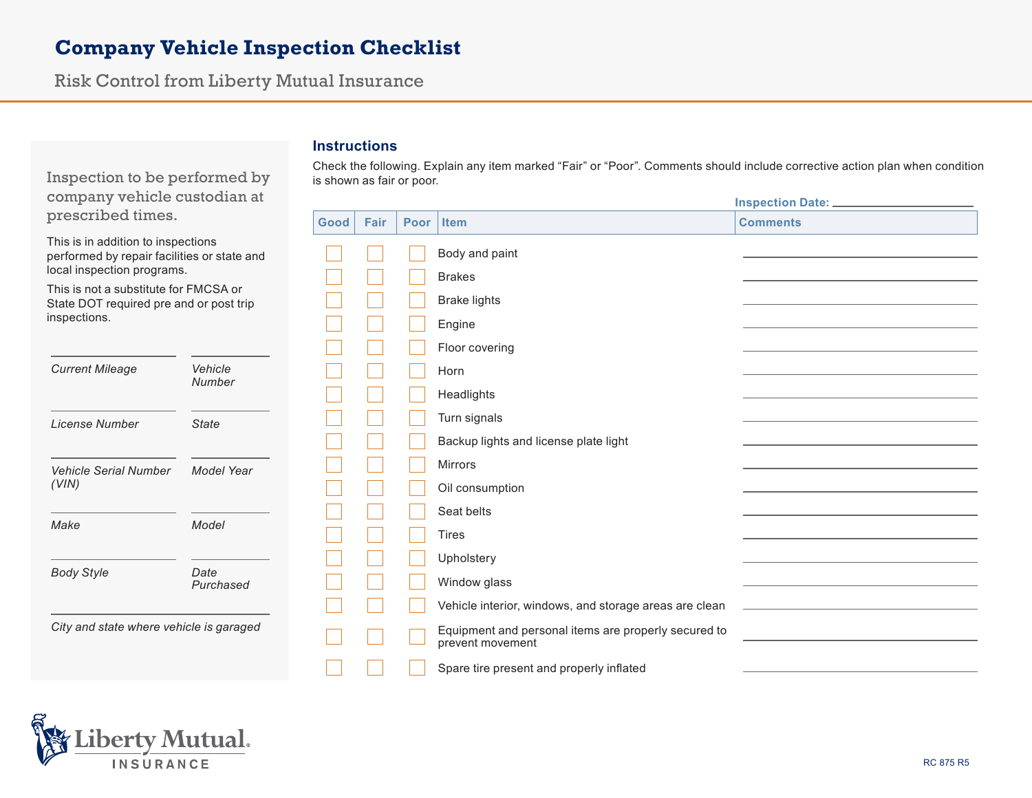# Company Vehicle Inspection Checklist

## Risk Control from Liberty Mutual Insurance

### Inspection to be performed by company vehicle custodian at prescribed times.

This is in addition to inspections performed by repair facilities or state and local inspection programs.

This is not a substitute for FMCSA or State DOT required pre and or post trip inspections.

| | |
|---|---|
| *Current Mileage* | *Vehicle Number* |
| *License Number* | *State* |
| *Vehicle Serial Number (VIN)* | *Model Year* |
| *Make* | *Model* |
| *Body Style* | *Date Purchased* |
| *City and state where vehicle is garaged* | |

### Instructions

Check the following. Explain any item marked “Fair” or “Poor”. Comments should include corrective action plan when condition is shown as fair or poor.

**Inspection Date:** ____________________

| Good | Fair | Poor | Item | Comments |
|---|---|---|---|---|
| ☐ | ☐ | ☐ | Body and paint | |
| ☐ | ☐ | ☐ | Brakes | |
| ☐ | ☐ | ☐ | Brake lights | |
| ☐ | ☐ | ☐ | Engine | |
| ☐ | ☐ | ☐ | Floor covering | |
| ☐ | ☐ | ☐ | Horn | |
| ☐ | ☐ | ☐ | Headlights | |
| ☐ | ☐ | ☐ | Turn signals | |
| ☐ | ☐ | ☐ | Backup lights and license plate light | |
| ☐ | ☐ | ☐ | Mirrors | |
| ☐ | ☐ | ☐ | Oil consumption | |
| ☐ | ☐ | ☐ | Seat belts | |
| ☐ | ☐ | ☐ | Tires | |
| ☐ | ☐ | ☐ | Upholstery | |
| ☐ | ☐ | ☐ | Window glass | |
| ☐ | ☐ | ☐ | Vehicle interior, windows, and storage areas are clean | |
| ☐ | ☐ | ☐ | Equipment and personal items are properly secured to prevent movement | |
| ☐ | ☐ | ☐ | Spare tire present and properly inflated | |

Liberty Mutual INSURANCE

RC 875 R5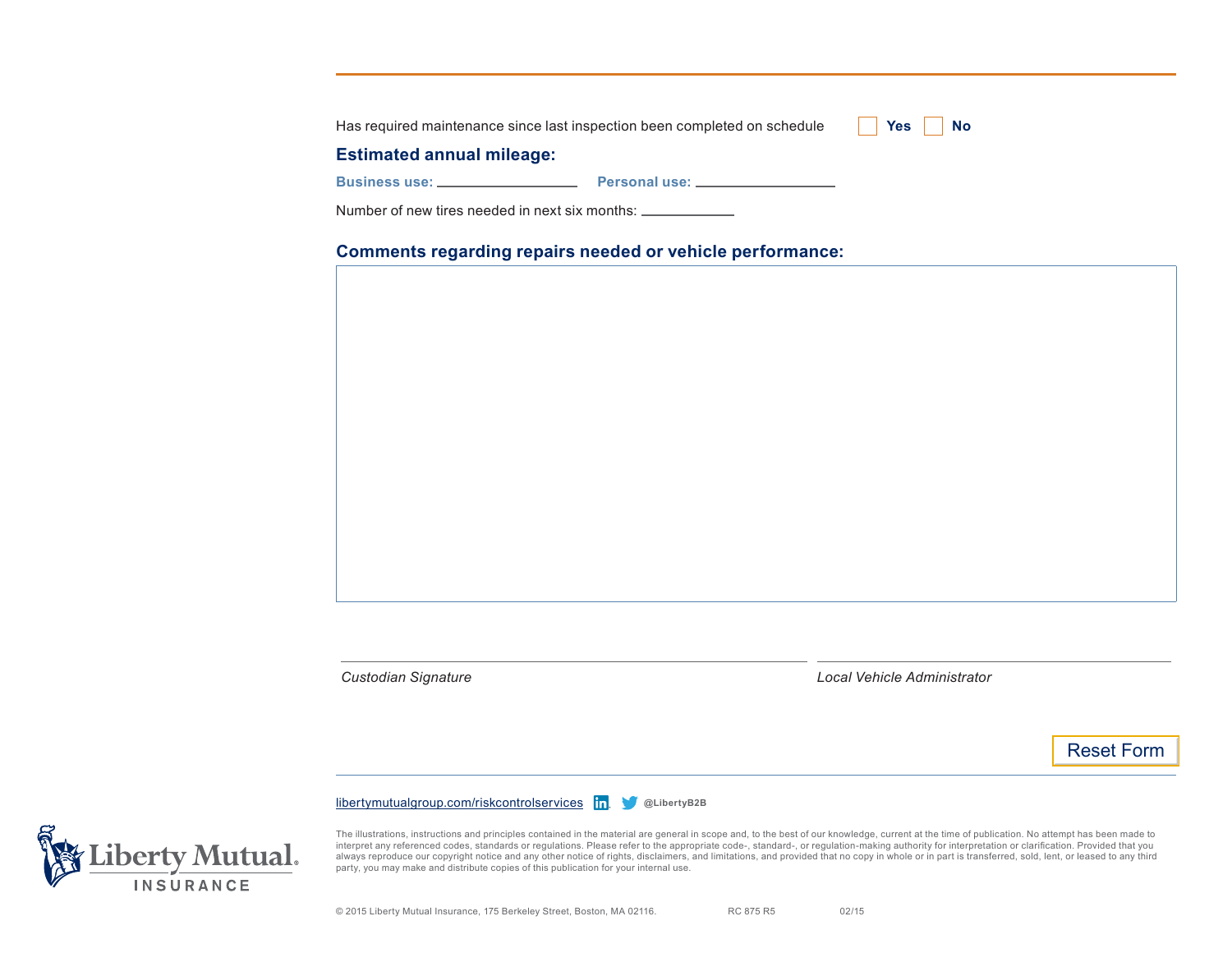Has required maintenance since last inspection been completed on schedule ☐ **Yes** ☐ **No**

## Estimated annual mileage:

**Business use:** ________________ **Personal use:** ________________

Number of new tires needed in next six months: __________

## Comments regarding repairs needed or vehicle performance:

_Custodian Signature_

_Local Vehicle Administrator_

Reset Form

libertymutualgroup.com/riskcontrolservices @LibertyB2B

Liberty Mutual INSURANCE

The illustrations, instructions and principles contained in the material are general in scope and, to the best of our knowledge, current at the time of publication. No attempt has been made to interpret any referenced codes, standards or regulations. Please refer to the appropriate code-, standard-, or regulation-making authority for interpretation or clarification. Provided that you always reproduce our copyright notice and any other notice of rights, disclaimers, and limitations, and provided that no copy in whole or in part is transferred, sold, lent, or leased to any third party, you may make and distribute copies of this publication for your internal use.

© 2015 Liberty Mutual Insurance, 175 Berkeley Street, Boston, MA 02116. RC 875 R5 02/15